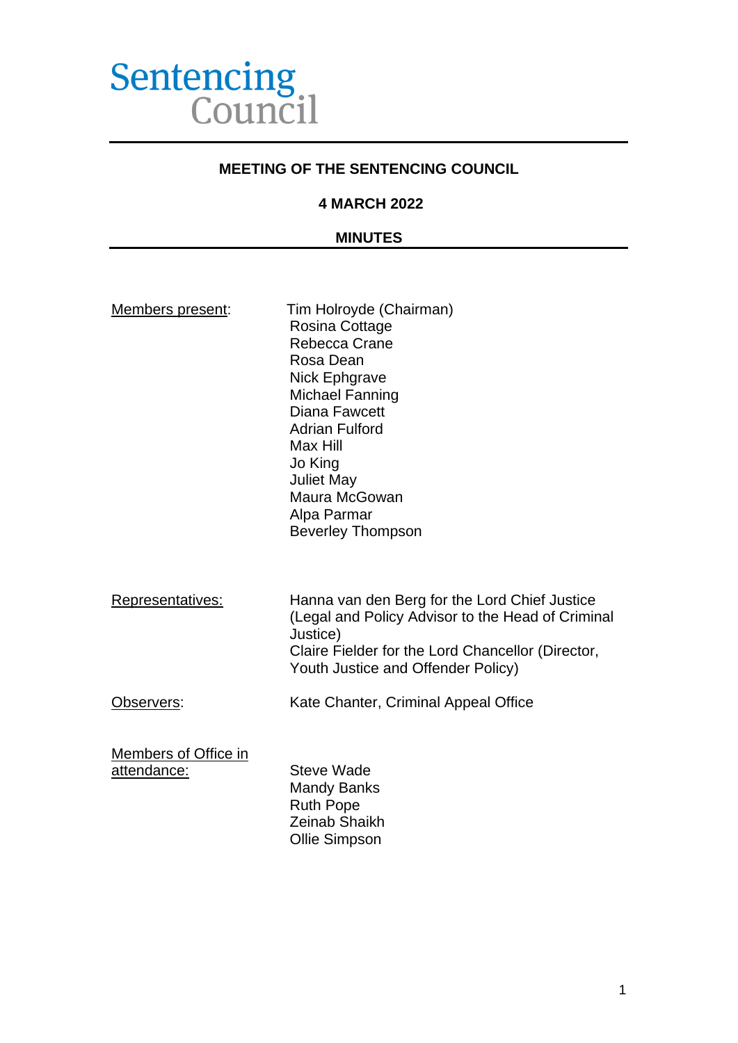Sentencing Council

# MEETING OF THE SENTENCING COUNCIL

## 4 MARCH 2022

## MINUTES

Members present: Tim Holroyde (Chairman)
Rosina Cottage
Rebecca Crane
Rosa Dean
Nick Ephgrave
Michael Fanning
Diana Fawcett
Adrian Fulford
Max Hill
Jo King
Juliet May
Maura McGowan
Alpa Parmar
Beverley Thompson

Representatives: Hanna van den Berg for the Lord Chief Justice (Legal and Policy Advisor to the Head of Criminal Justice)
Claire Fielder for the Lord Chancellor (Director, Youth Justice and Offender Policy)

Observers: Kate Chanter, Criminal Appeal Office

Members of Office in attendance: Steve Wade
Mandy Banks
Ruth Pope
Zeinab Shaikh
Ollie Simpson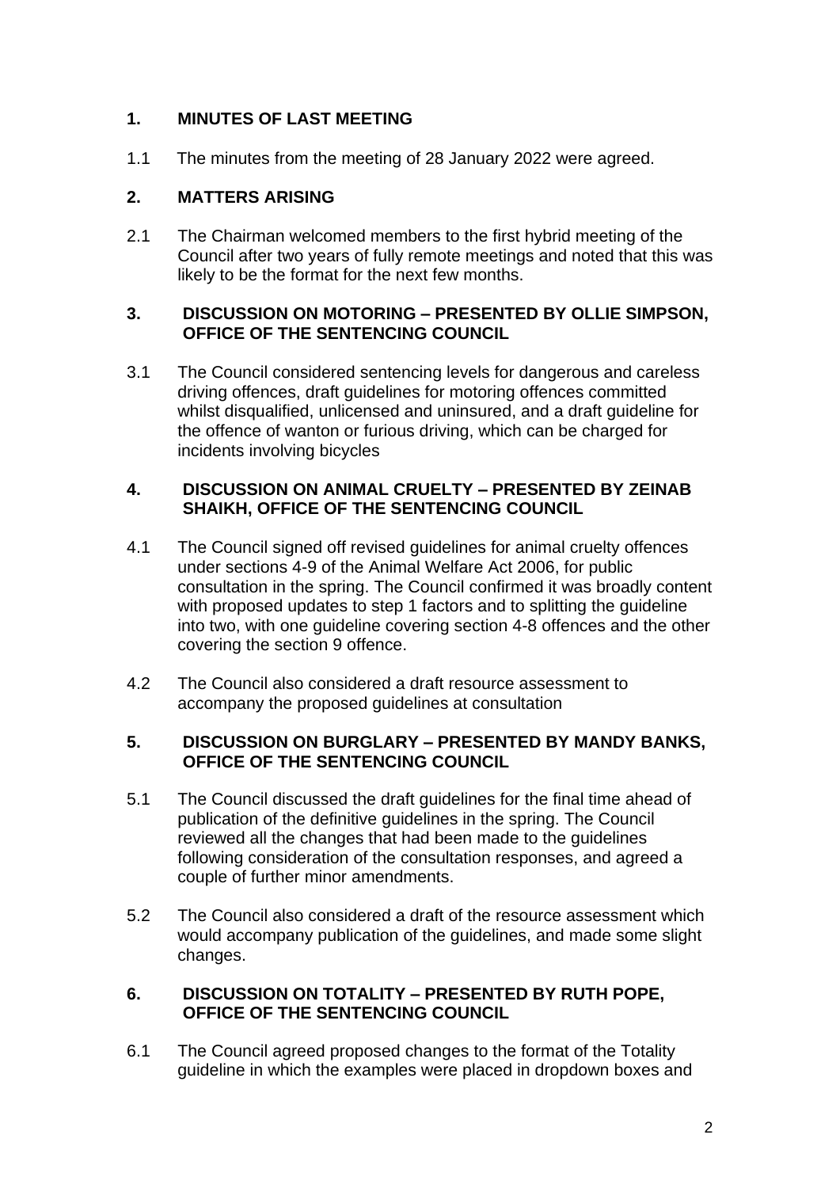## 1. MINUTES OF LAST MEETING

1.1 The minutes from the meeting of 28 January 2022 were agreed.

## 2. MATTERS ARISING

2.1 The Chairman welcomed members to the first hybrid meeting of the Council after two years of fully remote meetings and noted that this was likely to be the format for the next few months.

## 3. DISCUSSION ON MOTORING – PRESENTED BY OLLIE SIMPSON, OFFICE OF THE SENTENCING COUNCIL

3.1 The Council considered sentencing levels for dangerous and careless driving offences, draft guidelines for motoring offences committed whilst disqualified, unlicensed and uninsured, and a draft guideline for the offence of wanton or furious driving, which can be charged for incidents involving bicycles

## 4. DISCUSSION ON ANIMAL CRUELTY – PRESENTED BY ZEINAB SHAIKH, OFFICE OF THE SENTENCING COUNCIL

4.1 The Council signed off revised guidelines for animal cruelty offences under sections 4-9 of the Animal Welfare Act 2006, for public consultation in the spring. The Council confirmed it was broadly content with proposed updates to step 1 factors and to splitting the guideline into two, with one guideline covering section 4-8 offences and the other covering the section 9 offence.

4.2 The Council also considered a draft resource assessment to accompany the proposed guidelines at consultation

## 5. DISCUSSION ON BURGLARY – PRESENTED BY MANDY BANKS, OFFICE OF THE SENTENCING COUNCIL

5.1 The Council discussed the draft guidelines for the final time ahead of publication of the definitive guidelines in the spring. The Council reviewed all the changes that had been made to the guidelines following consideration of the consultation responses, and agreed a couple of further minor amendments.

5.2 The Council also considered a draft of the resource assessment which would accompany publication of the guidelines, and made some slight changes.

## 6. DISCUSSION ON TOTALITY – PRESENTED BY RUTH POPE, OFFICE OF THE SENTENCING COUNCIL

6.1 The Council agreed proposed changes to the format of the Totality guideline in which the examples were placed in dropdown boxes and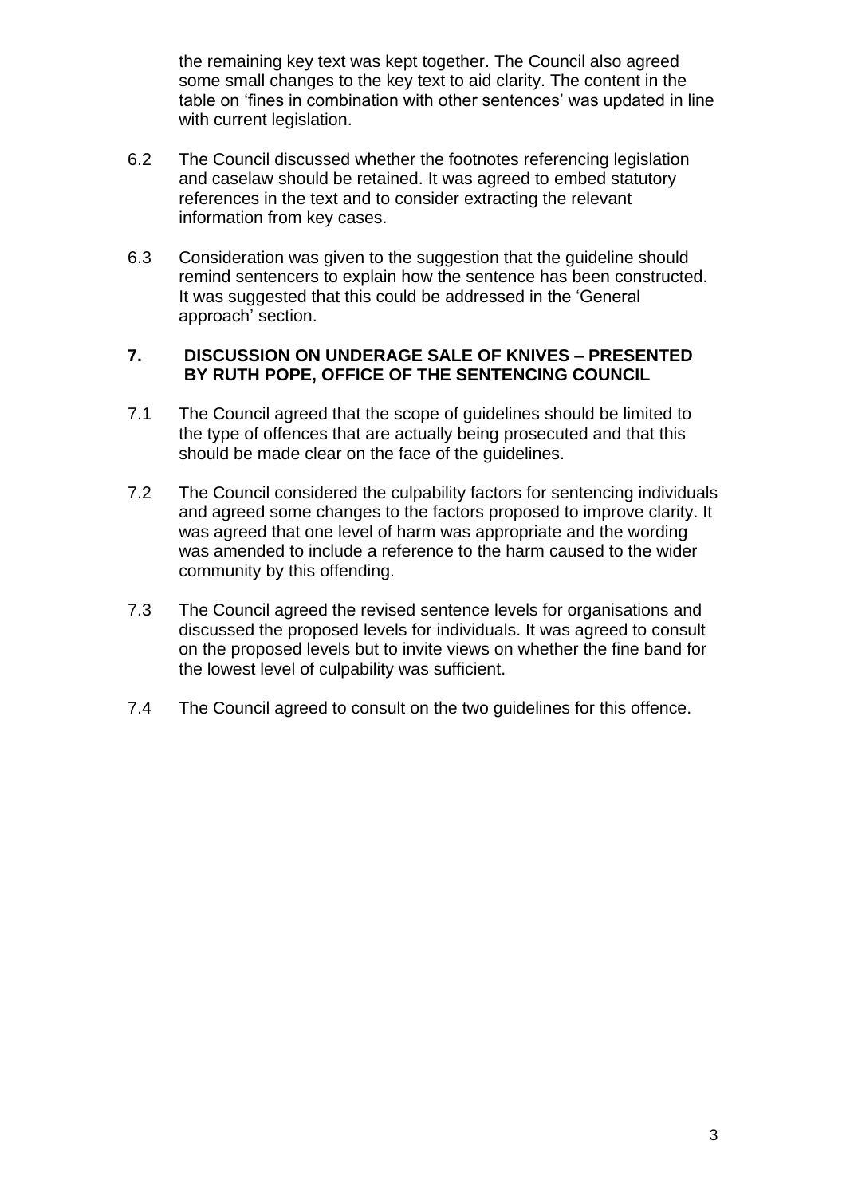the remaining key text was kept together. The Council also agreed some small changes to the key text to aid clarity. The content in the table on 'fines in combination with other sentences' was updated in line with current legislation.

6.2 The Council discussed whether the footnotes referencing legislation and caselaw should be retained. It was agreed to embed statutory references in the text and to consider extracting the relevant information from key cases.

6.3 Consideration was given to the suggestion that the guideline should remind sentencers to explain how the sentence has been constructed. It was suggested that this could be addressed in the 'General approach' section.

## 7. DISCUSSION ON UNDERAGE SALE OF KNIVES – PRESENTED BY RUTH POPE, OFFICE OF THE SENTENCING COUNCIL

7.1 The Council agreed that the scope of guidelines should be limited to the type of offences that are actually being prosecuted and that this should be made clear on the face of the guidelines.

7.2 The Council considered the culpability factors for sentencing individuals and agreed some changes to the factors proposed to improve clarity. It was agreed that one level of harm was appropriate and the wording was amended to include a reference to the harm caused to the wider community by this offending.

7.3 The Council agreed the revised sentence levels for organisations and discussed the proposed levels for individuals. It was agreed to consult on the proposed levels but to invite views on whether the fine band for the lowest level of culpability was sufficient.

7.4 The Council agreed to consult on the two guidelines for this offence.